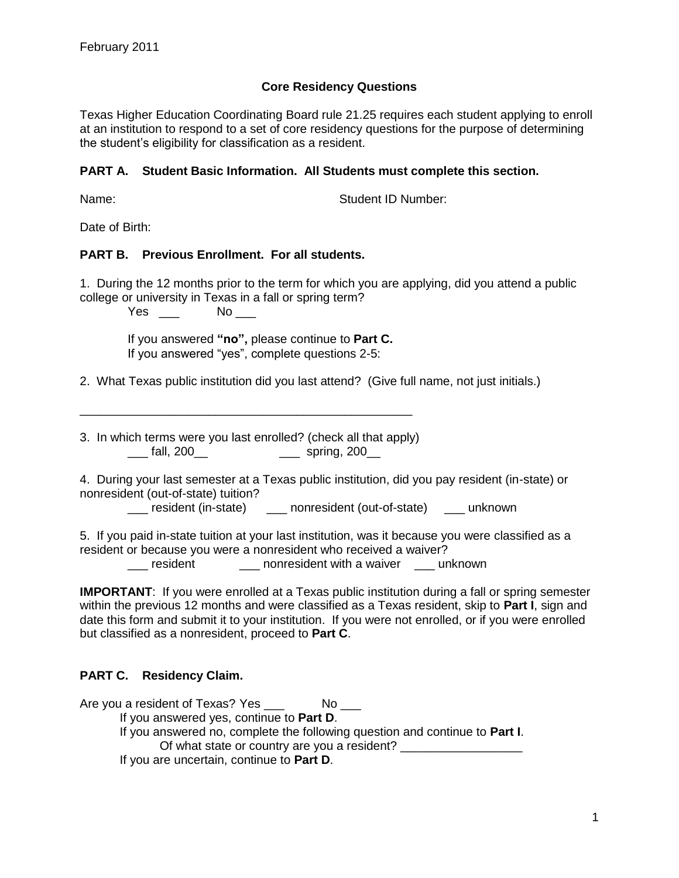February 2011

# Core Residency Questions

Texas Higher Education Coordinating Board rule 21.25 requires each student applying to enroll at an institution to respond to a set of core residency questions for the purpose of determining the student's eligibility for classification as a resident.

## PART A. Student Basic Information. All Students must complete this section.

Name: Student ID Number:

Date of Birth:

## PART B. Previous Enrollment. For all students.

1. During the 12 months prior to the term for which you are applying, did you attend a public college or university in Texas in a fall or spring term?

   Yes ___ No ___

   If you answered **"no",** please continue to **Part C.**
   If you answered "yes", complete questions 2-5:

2. What Texas public institution did you last attend? (Give full name, not just initials.)

___________________________________________________

3. In which terms were you last enrolled? (check all that apply)

   ___ fall, 200__ ___ spring, 200__

4. During your last semester at a Texas public institution, did you pay resident (in-state) or nonresident (out-of-state) tuition?

   ___ resident (in-state) ___ nonresident (out-of-state) ___ unknown

5. If you paid in-state tuition at your last institution, was it because you were classified as a resident or because you were a nonresident who received a waiver?

   ___ resident ___ nonresident with a waiver ___ unknown

**IMPORTANT**: If you were enrolled at a Texas public institution during a fall or spring semester within the previous 12 months and were classified as a Texas resident, skip to **Part I**, sign and date this form and submit it to your institution. If you were not enrolled, or if you were enrolled but classified as a nonresident, proceed to **Part C**.

## PART C. Residency Claim.

Are you a resident of Texas? Yes ___ No ___

If you answered yes, continue to **Part D**.
If you answered no, complete the following question and continue to **Part I**.
Of what state or country are you a resident? __________________
If you are uncertain, continue to **Part D**.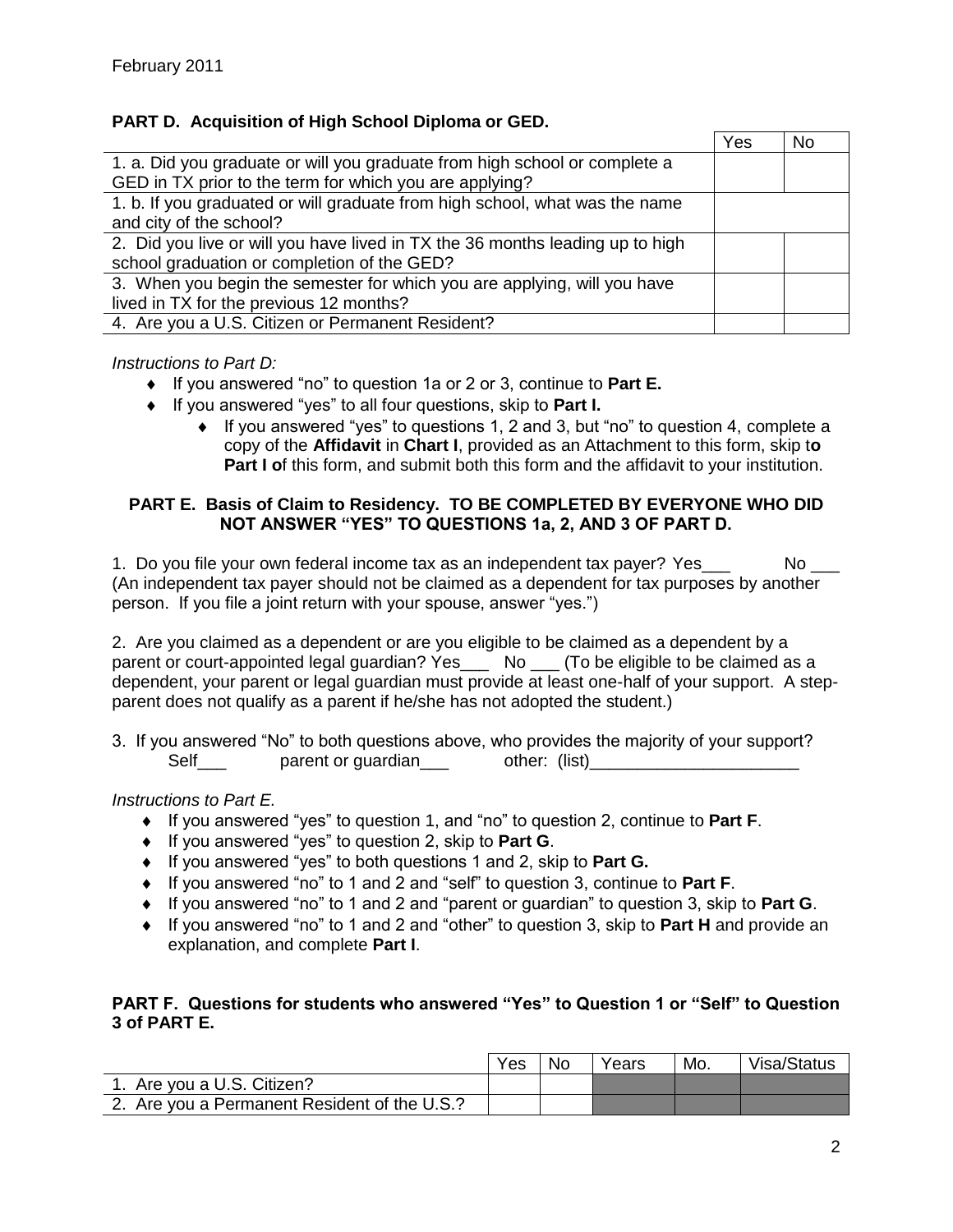February 2011

## PART D. Acquisition of High School Diploma or GED.

| | Yes | No |
|---|---|---|
| 1. a. Did you graduate or will you graduate from high school or complete a GED in TX prior to the term for which you are applying? | | |
| 1. b. If you graduated or will graduate from high school, what was the name and city of the school? | | |
| 2. Did you live or will you have lived in TX the 36 months leading up to high school graduation or completion of the GED? | | |
| 3. When you begin the semester for which you are applying, will you have lived in TX for the previous 12 months? | | |
| 4. Are you a U.S. Citizen or Permanent Resident? | | |

*Instructions to Part D:*

- If you answered "no" to question 1a or 2 or 3, continue to **Part E.**
- If you answered "yes" to all four questions, skip to **Part I.**
  - If you answered "yes" to questions 1, 2 and 3, but "no" to question 4, complete a copy of the **Affidavit** in **Chart I**, provided as an Attachment to this form, skip t**o Part I o**f this form, and submit both this form and the affidavit to your institution.

### PART E. Basis of Claim to Residency. TO BE COMPLETED BY EVERYONE WHO DID NOT ANSWER "YES" TO QUESTIONS 1a, 2, AND 3 OF PART D.

1. Do you file your own federal income tax as an independent tax payer? Yes___ No ___ (An independent tax payer should not be claimed as a dependent for tax purposes by another person. If you file a joint return with your spouse, answer "yes.")

2. Are you claimed as a dependent or are you eligible to be claimed as a dependent by a parent or court-appointed legal guardian? Yes___ No ___ (To be eligible to be claimed as a dependent, your parent or legal guardian must provide at least one-half of your support. A step-parent does not qualify as a parent if he/she has not adopted the student.)

3. If you answered "No" to both questions above, who provides the majority of your support?
Self___ parent or guardian___ other: (list)______________________

*Instructions to Part E.*

- If you answered "yes" to question 1, and "no" to question 2, continue to **Part F**.
- If you answered "yes" to question 2, skip to **Part G**.
- If you answered "yes" to both questions 1 and 2, skip to **Part G.**
- If you answered "no" to 1 and 2 and "self" to question 3, continue to **Part F**.
- If you answered "no" to 1 and 2 and "parent or guardian" to question 3, skip to **Part G**.
- If you answered "no" to 1 and 2 and "other" to question 3, skip to **Part H** and provide an explanation, and complete **Part I**.

### PART F. Questions for students who answered "Yes" to Question 1 or "Self" to Question 3 of PART E.

| | Yes | No | Years | Mo. | Visa/Status |
|---|---|---|---|---|---|
| 1. Are you a U.S. Citizen? | | | | | |
| 2. Are you a Permanent Resident of the U.S.? | | | | | |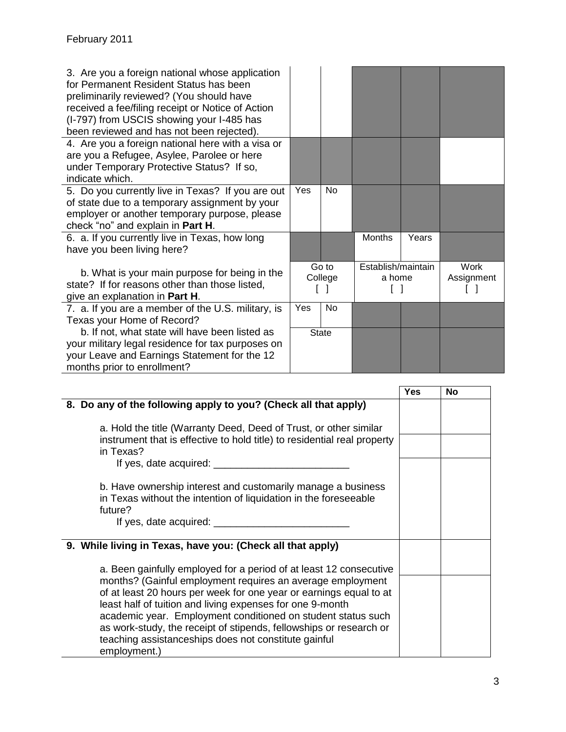February 2011

| | | | | | |
|---|---|---|---|---|---|
| 3. Are you a foreign national whose application for Permanent Resident Status has been preliminarily reviewed? (You should have received a fee/filing receipt or Notice of Action (I-797) from USCIS showing your I-485 has been reviewed and has not been rejected). | | | | | |
| 4. Are you a foreign national here with a visa or are you a Refugee, Asylee, Parolee or here under Temporary Protective Status? If so, indicate which. | | | | | |
| 5. Do you currently live in Texas? If you are out of state due to a temporary assignment by your employer or another temporary purpose, please check "no" and explain in **Part H**. | Yes | No | | | |
| 6. a. If you currently live in Texas, how long have you been living here? | | | Months | Years | |
| b. What is your main purpose for being in the state? If for reasons other than those listed, give an explanation in **Part H**. | Go to College [ ] | | Establish/maintain a home [ ] | | Work Assignment [ ] |
| 7. a. If you are a member of the U.S. military, is Texas your Home of Record? | Yes | No | | | |
| b. If not, what state will have been listed as your military legal residence for tax purposes on your Leave and Earnings Statement for the 12 months prior to enrollment? | State | | | | |

| | **Yes** | **No** |
|---|---|---|
| **8. Do any of the following apply to you? (Check all that apply)** | | |
| a. Hold the title (Warranty Deed, Deed of Trust, or other similar instrument that is effective to hold title) to residential real property in Texas? If yes, date acquired: ________________________ | | |
| b. Have ownership interest and customarily manage a business in Texas without the intention of liquidation in the foreseeable future? If yes, date acquired: ________________________ | | |
| **9. While living in Texas, have you: (Check all that apply)** | | |
| a. Been gainfully employed for a period of at least 12 consecutive months? (Gainful employment requires an average employment of at least 20 hours per week for one year or earnings equal to at least half of tuition and living expenses for one 9-month academic year. Employment conditioned on student status such as work-study, the receipt of stipends, fellowships or research or teaching assistanceships does not constitute gainful employment.) | | |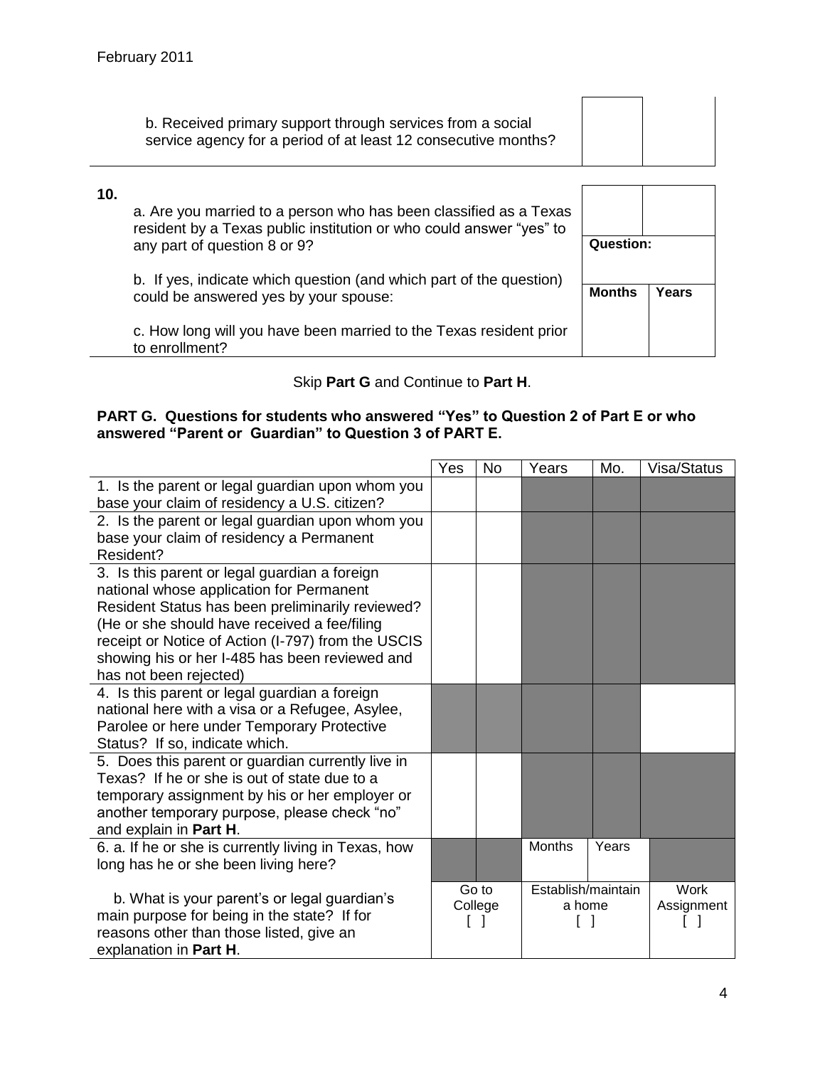| | | |
|---|---|---|
| b. Received primary support through services from a social service agency for a period of at least 12 consecutive months? | | |

**10.**

| | | |
|---|---|---|
| a. Are you married to a person who has been classified as a Texas resident by a Texas public institution or who could answer "yes" to any part of question 8 or 9? | | |
| b. If yes, indicate which question (and which part of the question) could be answered yes by your spouse: | **Question:** | |
| c. How long will you have been married to the Texas resident prior to enrollment? | **Months** | **Years** |

Skip **Part G** and Continue to **Part H**.

**PART G. Questions for students who answered "Yes" to Question 2 of Part E or who answered "Parent or Guardian" to Question 3 of PART E.**

| | Yes | No | Years | Mo. | Visa/Status |
|---|---|---|---|---|---|
| 1. Is the parent or legal guardian upon whom you base your claim of residency a U.S. citizen? | | | | | |
| 2. Is the parent or legal guardian upon whom you base your claim of residency a Permanent Resident? | | | | | |
| 3. Is this parent or legal guardian a foreign national whose application for Permanent Resident Status has been preliminarily reviewed? (He or she should have received a fee/filing receipt or Notice of Action (I-797) from the USCIS showing his or her I-485 has been reviewed and has not been rejected) | | | | | |
| 4. Is this parent or legal guardian a foreign national here with a visa or a Refugee, Asylee, Parolee or here under Temporary Protective Status? If so, indicate which. | | | | | |
| 5. Does this parent or guardian currently live in Texas? If he or she is out of state due to a temporary assignment by his or her employer or another temporary purpose, please check "no" and explain in **Part H**. | | | | | |
| 6. a. If he or she is currently living in Texas, how long has he or she been living here? | | | Months | Years | |
| b. What is your parent's or legal guardian's main purpose for being in the state? If for reasons other than those listed, give an explanation in **Part H**. | Go to College [ ] | | Establish/maintain a home [ ] | | Work Assignment [ ] |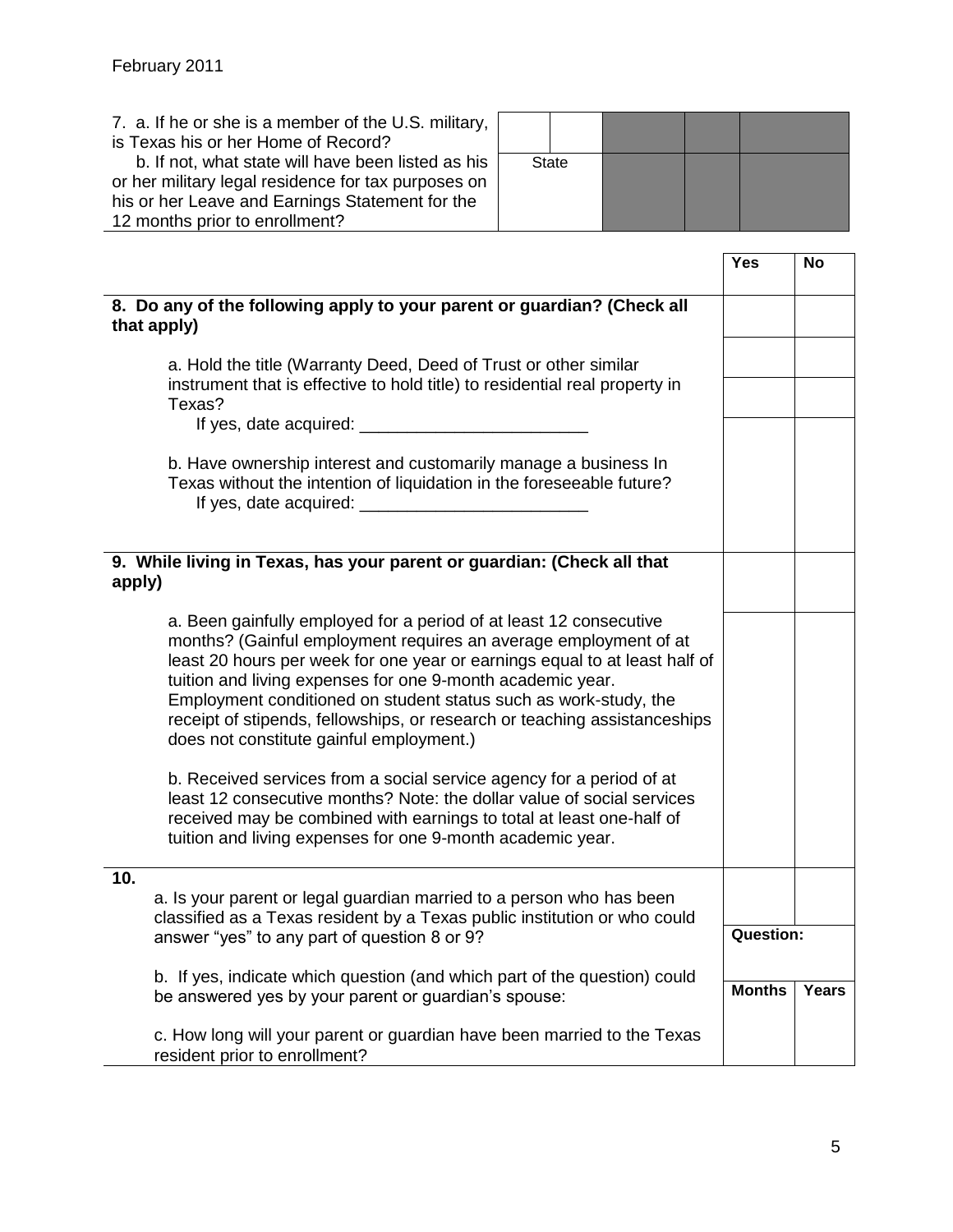February 2011

| 7. a. If he or she is a member of the U.S. military, is Texas his or her Home of Record? b. If not, what state will have been listed as his or her military legal residence for tax purposes on his or her Leave and Earnings Statement for the 12 months prior to enrollment? | | | | | |
|---|---|---|---|---|---|
| | State | | | | |

| | Yes | No |
|---|---|---|
| **8. Do any of the following apply to your parent or guardian? (Check all that apply)** | | |
| a. Hold the title (Warranty Deed, Deed of Trust or other similar instrument that is effective to hold title) to residential real property in Texas? If yes, date acquired: ________________________ | | |
| b. Have ownership interest and customarily manage a business In Texas without the intention of liquidation in the foreseeable future? If yes, date acquired: ________________________ | | |
| **9. While living in Texas, has your parent or guardian: (Check all that apply)** | | |
| a. Been gainfully employed for a period of at least 12 consecutive months? (Gainful employment requires an average employment of at least 20 hours per week for one year or earnings equal to at least half of tuition and living expenses for one 9-month academic year. Employment conditioned on student status such as work-study, the receipt of stipends, fellowships, or research or teaching assistanceships does not constitute gainful employment.) b. Received services from a social service agency for a period of at least 12 consecutive months? Note: the dollar value of social services received may be combined with earnings to total at least one-half of tuition and living expenses for one 9-month academic year. | | |
| **10.** a. Is your parent or legal guardian married to a person who has been classified as a Texas resident by a Texas public institution or who could answer "yes" to any part of question 8 or 9? | | |
| b. If yes, indicate which question (and which part of the question) could be answered yes by your parent or guardian's spouse: | **Question:** | |
| c. How long will your parent or guardian have been married to the Texas resident prior to enrollment? | **Months** | **Years** |
| | | |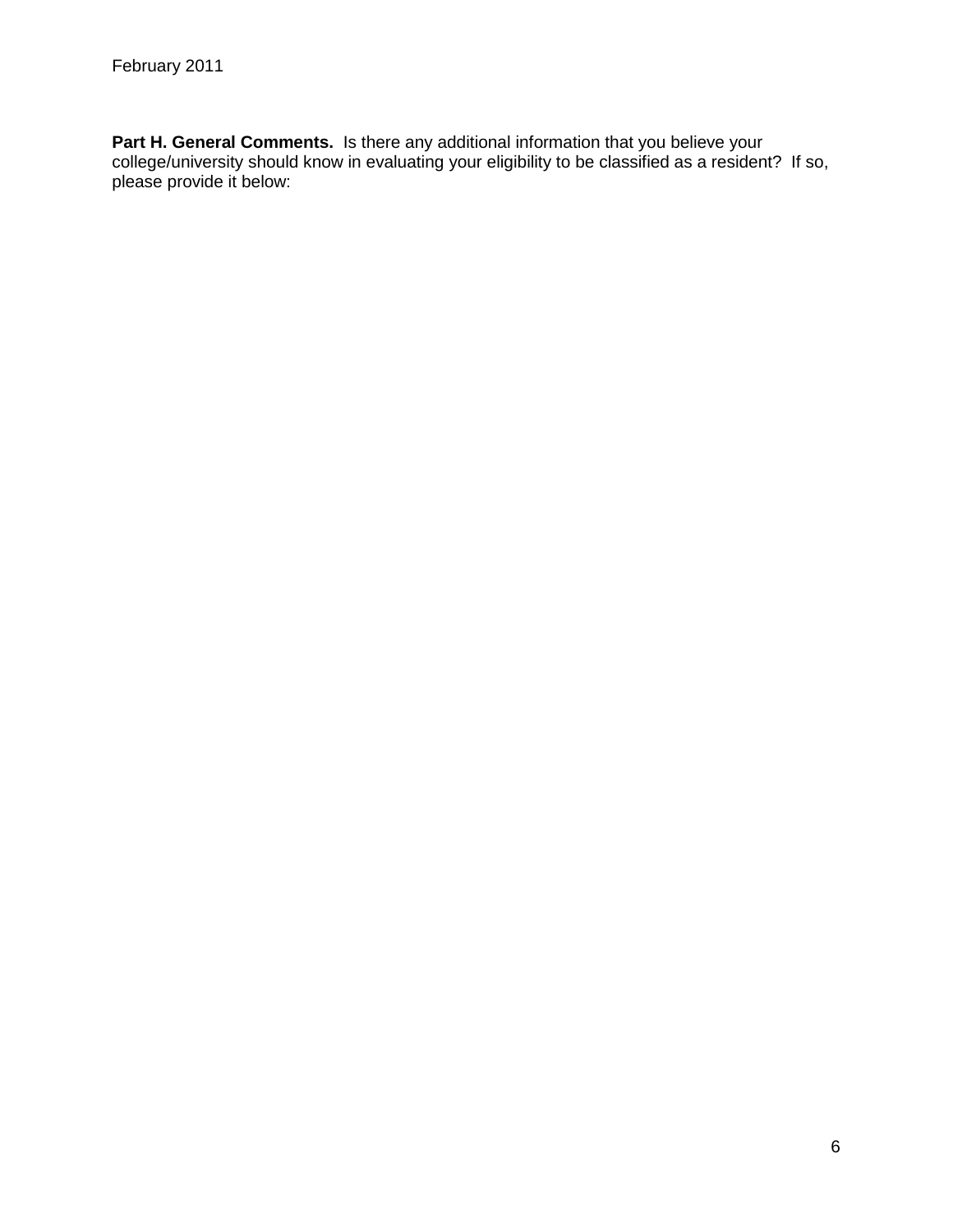**Part H. General Comments.** Is there any additional information that you believe your college/university should know in evaluating your eligibility to be classified as a resident? If so, please provide it below: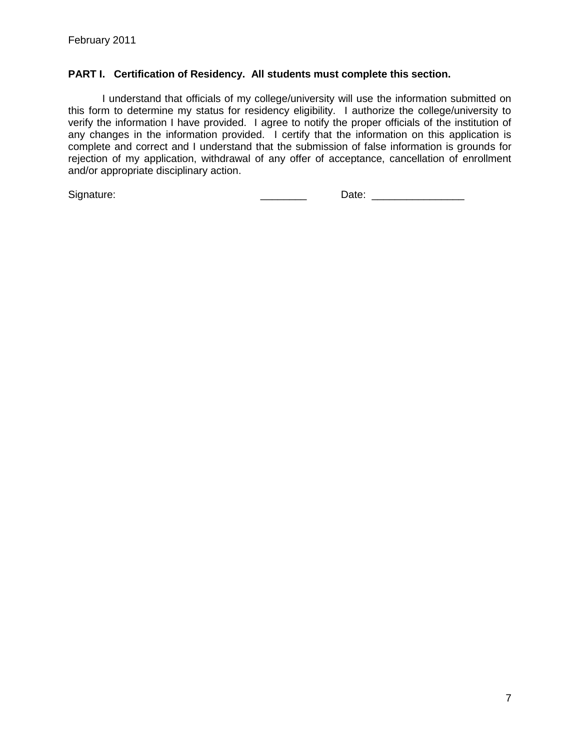February 2011

**PART I. Certification of Residency. All students must complete this section.**

I understand that officials of my college/university will use the information submitted on this form to determine my status for residency eligibility. I authorize the college/university to verify the information I have provided. I agree to notify the proper officials of the institution of any changes in the information provided. I certify that the information on this application is complete and correct and I understand that the submission of false information is grounds for rejection of my application, withdrawal of any offer of acceptance, cancellation of enrollment and/or appropriate disciplinary action.

Signature: ________ Date: ________________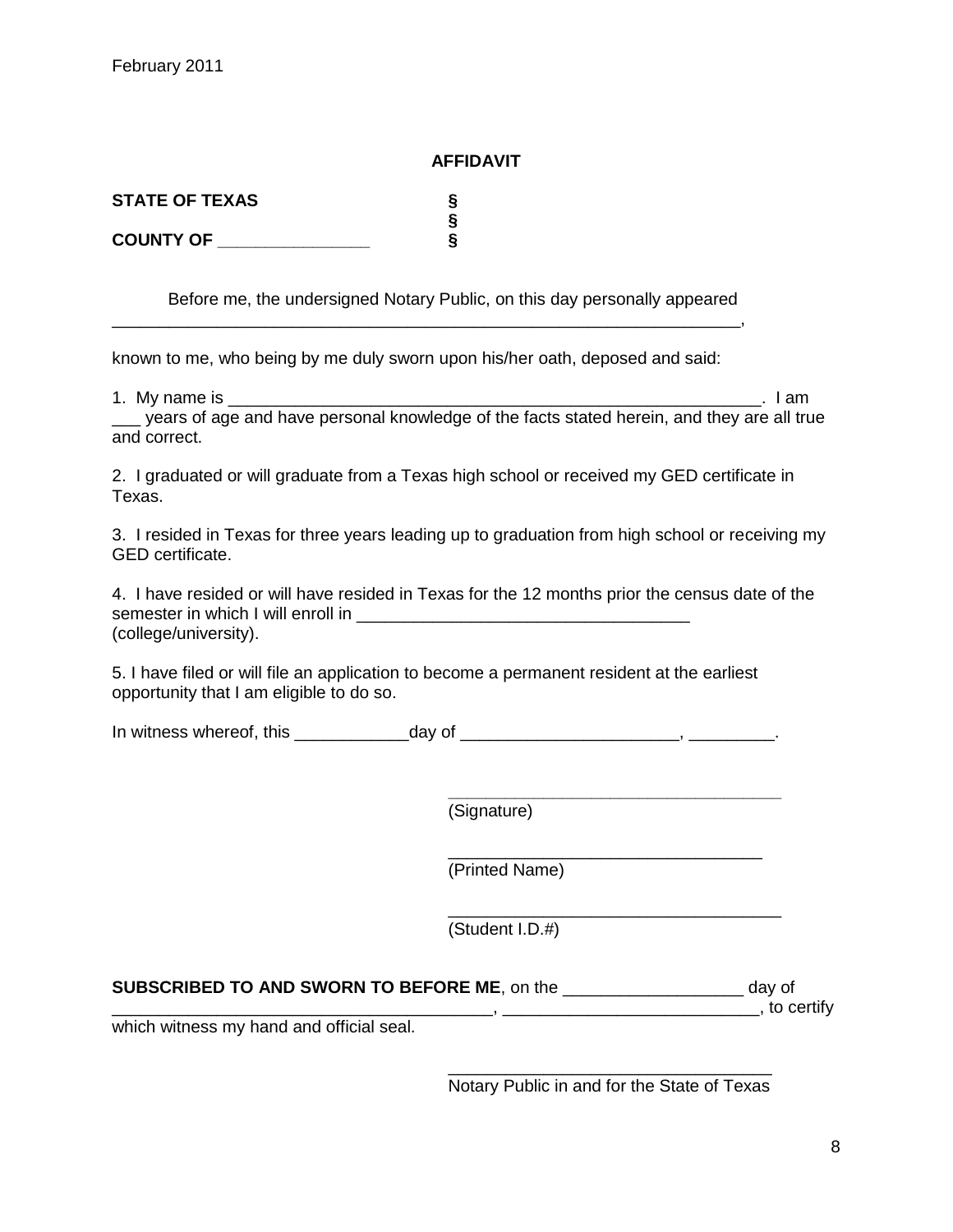February 2011

**AFFIDAVIT**

| | |
|---|---|
| **STATE OF TEXAS** | **§** |
| | **§** |
| **COUNTY OF _______________** | **§** |

Before me, the undersigned Notary Public, on this day personally appeared _____________________________________________________________________,

known to me, who being by me duly sworn upon his/her oath, deposed and said:

1. My name is ___________________________________________________________. I am ___ years of age and have personal knowledge of the facts stated herein, and they are all true and correct.

2. I graduated or will graduate from a Texas high school or received my GED certificate in Texas.

3. I resided in Texas for three years leading up to graduation from high school or receiving my GED certificate.

4. I have resided or will have resided in Texas for the 12 months prior the census date of the semester in which I will enroll in ___________________________________ (college/university).

5. I have filed or will file an application to become a permanent resident at the earliest opportunity that I am eligible to do so.

In witness whereof, this ____________day of ______________________, _________.

___________________________________
(Signature)

_________________________________
(Printed Name)

___________________________________
(Student I.D.#)

**SUBSCRIBED TO AND SWORN TO BEFORE ME**, on the __________________ day of ________________________________________, __________________________, to certify which witness my hand and official seal.

__________________________________
Notary Public in and for the State of Texas